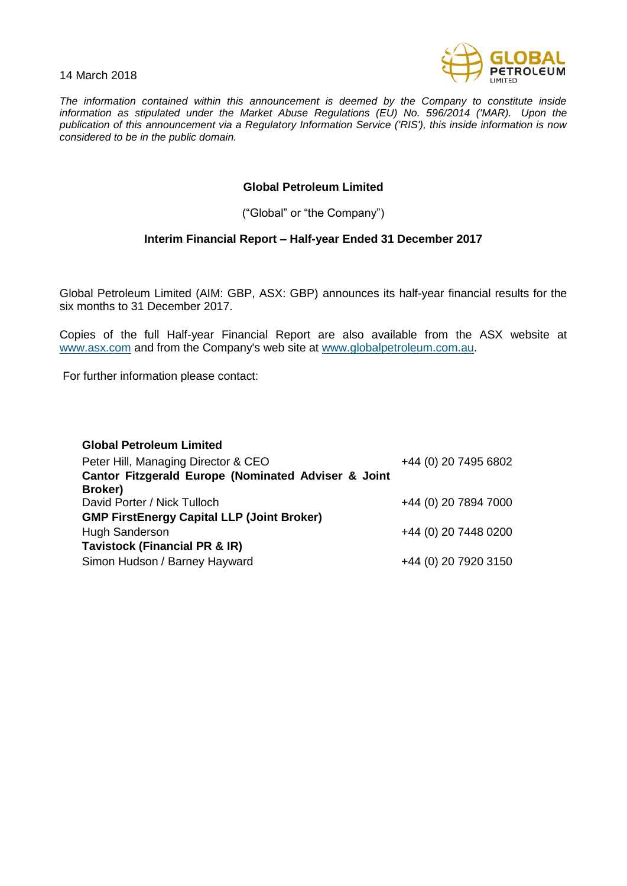14 March 2018

*The information contained within this announcement is deemed by the Company to constitute inside information as stipulated under the Market Abuse Regulations (EU) No. 596/2014 ('MAR). Upon the publication of this announcement via a Regulatory Information Service ('RIS'), this inside information is now considered to be in the public domain.*

**Global Petroleum Limited**

("Global" or "the Company")

**Interim Financial Report – Half-year Ended 31 December 2017**

Global Petroleum Limited (AIM: GBP, ASX: GBP) announces its half-year financial results for the six months to 31 December 2017.

Copies of the full Half-year Financial Report are also available from the ASX website at www.asx.com and from the Company's web site at www.globalpetroleum.com.au.

For further information please contact:

| | |
|---|---|
| **Global Petroleum Limited** | |
| Peter Hill, Managing Director & CEO | +44 (0) 20 7495 6802 |
| **Cantor Fitzgerald Europe (Nominated Adviser & Joint Broker)** | |
| David Porter / Nick Tulloch | +44 (0) 20 7894 7000 |
| **GMP FirstEnergy Capital LLP (Joint Broker)** | |
| Hugh Sanderson | +44 (0) 20 7448 0200 |
| **Tavistock (Financial PR & IR)** | |
| Simon Hudson / Barney Hayward | +44 (0) 20 7920 3150 |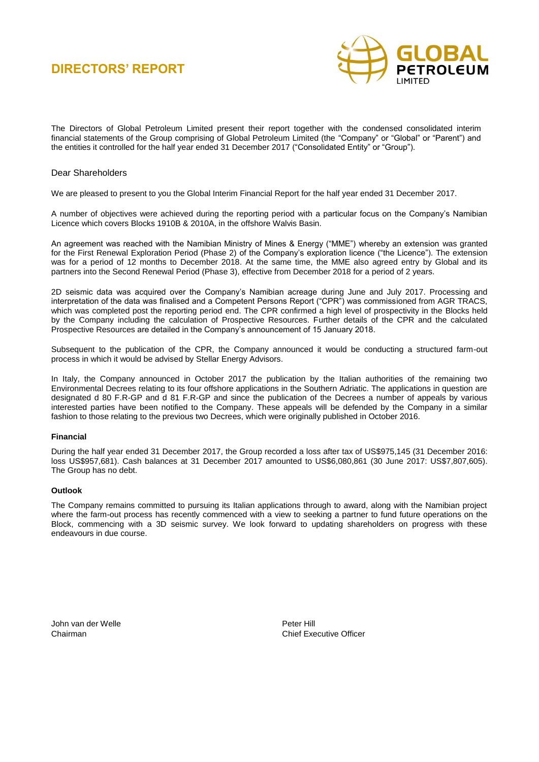# DIRECTORS' REPORT

The Directors of Global Petroleum Limited present their report together with the condensed consolidated interim financial statements of the Group comprising of Global Petroleum Limited (the "Company" or "Global" or "Parent") and the entities it controlled for the half year ended 31 December 2017 ("Consolidated Entity" or "Group").

Dear Shareholders

We are pleased to present to you the Global Interim Financial Report for the half year ended 31 December 2017.

A number of objectives were achieved during the reporting period with a particular focus on the Company's Namibian Licence which covers Blocks 1910B & 2010A, in the offshore Walvis Basin.

An agreement was reached with the Namibian Ministry of Mines & Energy ("MME") whereby an extension was granted for the First Renewal Exploration Period (Phase 2) of the Company's exploration licence ("the Licence"). The extension was for a period of 12 months to December 2018. At the same time, the MME also agreed entry by Global and its partners into the Second Renewal Period (Phase 3), effective from December 2018 for a period of 2 years.

2D seismic data was acquired over the Company's Namibian acreage during June and July 2017. Processing and interpretation of the data was finalised and a Competent Persons Report ("CPR") was commissioned from AGR TRACS, which was completed post the reporting period end. The CPR confirmed a high level of prospectivity in the Blocks held by the Company including the calculation of Prospective Resources. Further details of the CPR and the calculated Prospective Resources are detailed in the Company's announcement of 15 January 2018.

Subsequent to the publication of the CPR, the Company announced it would be conducting a structured farm-out process in which it would be advised by Stellar Energy Advisors.

In Italy, the Company announced in October 2017 the publication by the Italian authorities of the remaining two Environmental Decrees relating to its four offshore applications in the Southern Adriatic. The applications in question are designated d 80 F.R-GP and d 81 F.R-GP and since the publication of the Decrees a number of appeals by various interested parties have been notified to the Company. These appeals will be defended by the Company in a similar fashion to those relating to the previous two Decrees, which were originally published in October 2016.

**Financial**

During the half year ended 31 December 2017, the Group recorded a loss after tax of US$975,145 (31 December 2016: loss US$957,681). Cash balances at 31 December 2017 amounted to US$6,080,861 (30 June 2017: US$7,807,605). The Group has no debt.

**Outlook**

The Company remains committed to pursuing its Italian applications through to award, along with the Namibian project where the farm-out process has recently commenced with a view to seeking a partner to fund future operations on the Block, commencing with a 3D seismic survey. We look forward to updating shareholders on progress with these endeavours in due course.

John van der Welle
Chairman

Peter Hill
Chief Executive Officer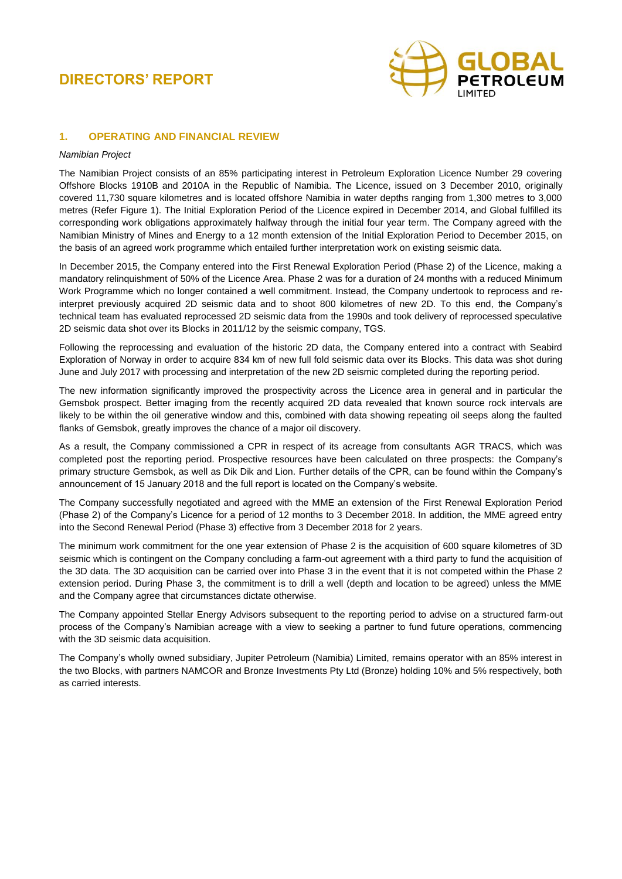# DIRECTORS' REPORT

## 1. OPERATING AND FINANCIAL REVIEW

*Namibian Project*

The Namibian Project consists of an 85% participating interest in Petroleum Exploration Licence Number 29 covering Offshore Blocks 1910B and 2010A in the Republic of Namibia. The Licence, issued on 3 December 2010, originally covered 11,730 square kilometres and is located offshore Namibia in water depths ranging from 1,300 metres to 3,000 metres (Refer Figure 1). The Initial Exploration Period of the Licence expired in December 2014, and Global fulfilled its corresponding work obligations approximately halfway through the initial four year term. The Company agreed with the Namibian Ministry of Mines and Energy to a 12 month extension of the Initial Exploration Period to December 2015, on the basis of an agreed work programme which entailed further interpretation work on existing seismic data.

In December 2015, the Company entered into the First Renewal Exploration Period (Phase 2) of the Licence, making a mandatory relinquishment of 50% of the Licence Area. Phase 2 was for a duration of 24 months with a reduced Minimum Work Programme which no longer contained a well commitment. Instead, the Company undertook to reprocess and re-interpret previously acquired 2D seismic data and to shoot 800 kilometres of new 2D. To this end, the Company's technical team has evaluated reprocessed 2D seismic data from the 1990s and took delivery of reprocessed speculative 2D seismic data shot over its Blocks in 2011/12 by the seismic company, TGS.

Following the reprocessing and evaluation of the historic 2D data, the Company entered into a contract with Seabird Exploration of Norway in order to acquire 834 km of new full fold seismic data over its Blocks. This data was shot during June and July 2017 with processing and interpretation of the new 2D seismic completed during the reporting period.

The new information significantly improved the prospectivity across the Licence area in general and in particular the Gemsbok prospect. Better imaging from the recently acquired 2D data revealed that known source rock intervals are likely to be within the oil generative window and this, combined with data showing repeating oil seeps along the faulted flanks of Gemsbok, greatly improves the chance of a major oil discovery.

As a result, the Company commissioned a CPR in respect of its acreage from consultants AGR TRACS, which was completed post the reporting period. Prospective resources have been calculated on three prospects: the Company's primary structure Gemsbok, as well as Dik Dik and Lion. Further details of the CPR, can be found within the Company's announcement of 15 January 2018 and the full report is located on the Company's website.

The Company successfully negotiated and agreed with the MME an extension of the First Renewal Exploration Period (Phase 2) of the Company's Licence for a period of 12 months to 3 December 2018. In addition, the MME agreed entry into the Second Renewal Period (Phase 3) effective from 3 December 2018 for 2 years.

The minimum work commitment for the one year extension of Phase 2 is the acquisition of 600 square kilometres of 3D seismic which is contingent on the Company concluding a farm-out agreement with a third party to fund the acquisition of the 3D data. The 3D acquisition can be carried over into Phase 3 in the event that it is not competed within the Phase 2 extension period. During Phase 3, the commitment is to drill a well (depth and location to be agreed) unless the MME and the Company agree that circumstances dictate otherwise.

The Company appointed Stellar Energy Advisors subsequent to the reporting period to advise on a structured farm-out process of the Company's Namibian acreage with a view to seeking a partner to fund future operations, commencing with the 3D seismic data acquisition.

The Company's wholly owned subsidiary, Jupiter Petroleum (Namibia) Limited, remains operator with an 85% interest in the two Blocks, with partners NAMCOR and Bronze Investments Pty Ltd (Bronze) holding 10% and 5% respectively, both as carried interests.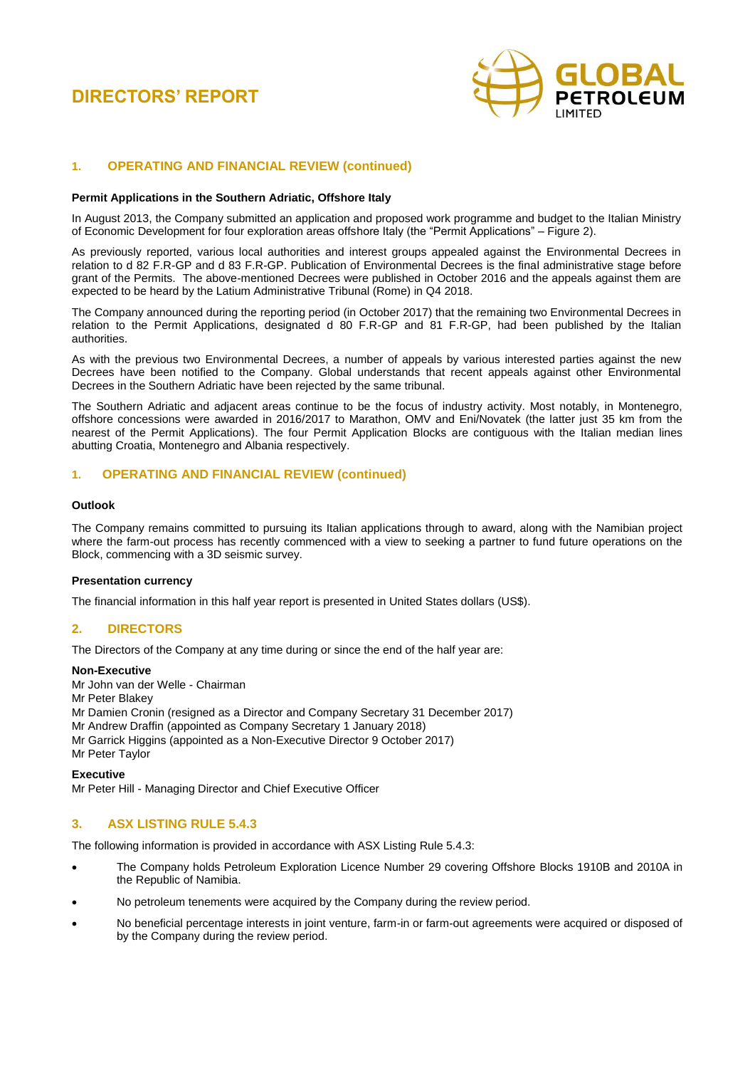# DIRECTORS' REPORT

## 1. OPERATING AND FINANCIAL REVIEW (continued)

**Permit Applications in the Southern Adriatic, Offshore Italy**

In August 2013, the Company submitted an application and proposed work programme and budget to the Italian Ministry of Economic Development for four exploration areas offshore Italy (the "Permit Applications" – Figure 2).

As previously reported, various local authorities and interest groups appealed against the Environmental Decrees in relation to d 82 F.R-GP and d 83 F.R-GP. Publication of Environmental Decrees is the final administrative stage before grant of the Permits. The above-mentioned Decrees were published in October 2016 and the appeals against them are expected to be heard by the Latium Administrative Tribunal (Rome) in Q4 2018.

The Company announced during the reporting period (in October 2017) that the remaining two Environmental Decrees in relation to the Permit Applications, designated d 80 F.R-GP and 81 F.R-GP, had been published by the Italian authorities.

As with the previous two Environmental Decrees, a number of appeals by various interested parties against the new Decrees have been notified to the Company. Global understands that recent appeals against other Environmental Decrees in the Southern Adriatic have been rejected by the same tribunal.

The Southern Adriatic and adjacent areas continue to be the focus of industry activity. Most notably, in Montenegro, offshore concessions were awarded in 2016/2017 to Marathon, OMV and Eni/Novatek (the latter just 35 km from the nearest of the Permit Applications). The four Permit Application Blocks are contiguous with the Italian median lines abutting Croatia, Montenegro and Albania respectively.

## 1. OPERATING AND FINANCIAL REVIEW (continued)

**Outlook**

The Company remains committed to pursuing its Italian applications through to award, along with the Namibian project where the farm-out process has recently commenced with a view to seeking a partner to fund future operations on the Block, commencing with a 3D seismic survey.

**Presentation currency**

The financial information in this half year report is presented in United States dollars (US$).

## 2. DIRECTORS

The Directors of the Company at any time during or since the end of the half year are:

**Non-Executive**
Mr John van der Welle - Chairman
Mr Peter Blakey
Mr Damien Cronin (resigned as a Director and Company Secretary 31 December 2017)
Mr Andrew Draffin (appointed as Company Secretary 1 January 2018)
Mr Garrick Higgins (appointed as a Non-Executive Director 9 October 2017)
Mr Peter Taylor

**Executive**
Mr Peter Hill - Managing Director and Chief Executive Officer

## 3. ASX LISTING RULE 5.4.3

The following information is provided in accordance with ASX Listing Rule 5.4.3:

- The Company holds Petroleum Exploration Licence Number 29 covering Offshore Blocks 1910B and 2010A in the Republic of Namibia.
- No petroleum tenements were acquired by the Company during the review period.
- No beneficial percentage interests in joint venture, farm-in or farm-out agreements were acquired or disposed of by the Company during the review period.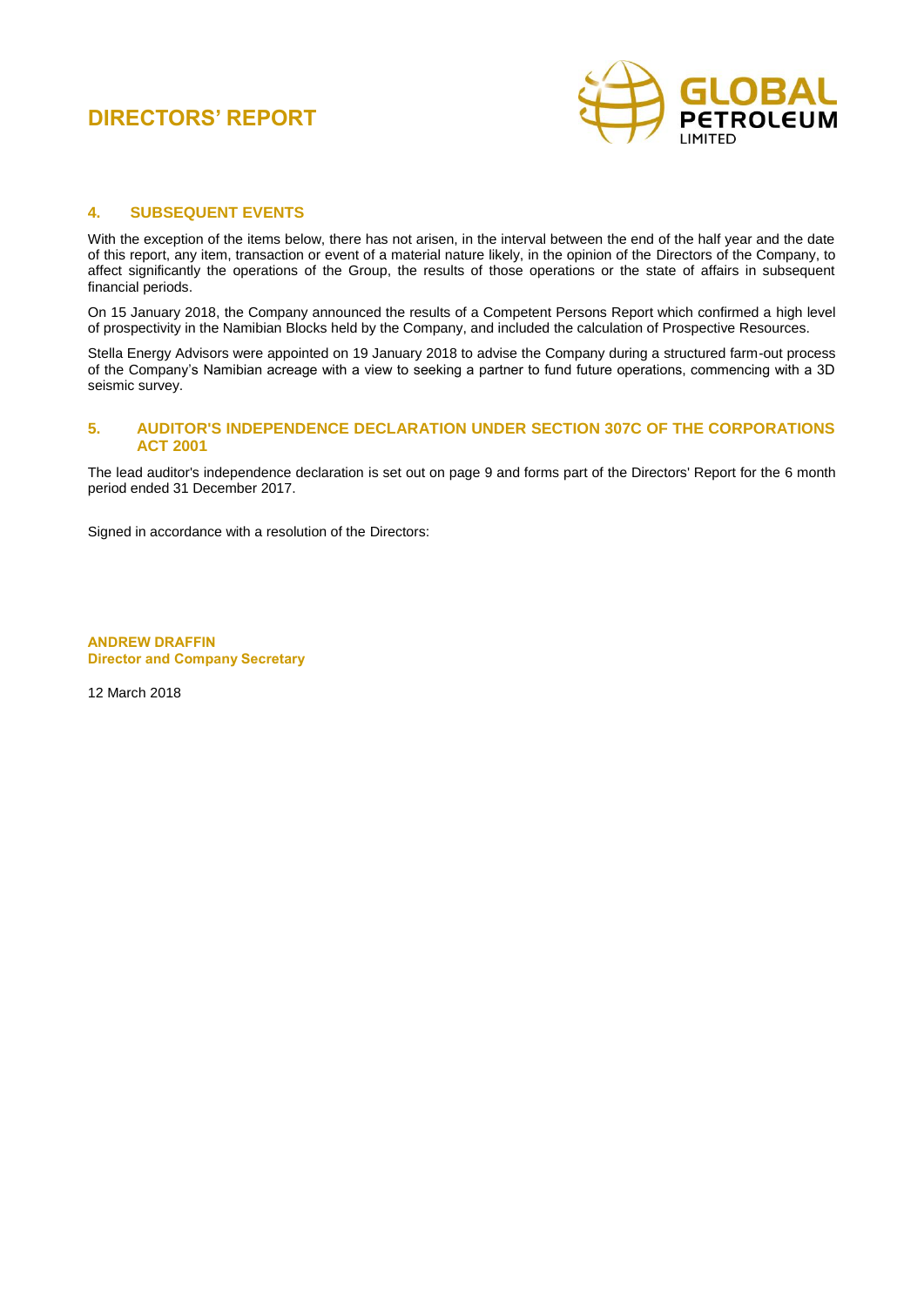# DIRECTORS' REPORT

## 4. SUBSEQUENT EVENTS

With the exception of the items below, there has not arisen, in the interval between the end of the half year and the date of this report, any item, transaction or event of a material nature likely, in the opinion of the Directors of the Company, to affect significantly the operations of the Group, the results of those operations or the state of affairs in subsequent financial periods.

On 15 January 2018, the Company announced the results of a Competent Persons Report which confirmed a high level of prospectivity in the Namibian Blocks held by the Company, and included the calculation of Prospective Resources.

Stella Energy Advisors were appointed on 19 January 2018 to advise the Company during a structured farm-out process of the Company's Namibian acreage with a view to seeking a partner to fund future operations, commencing with a 3D seismic survey.

## 5. AUDITOR'S INDEPENDENCE DECLARATION UNDER SECTION 307C OF THE CORPORATIONS ACT 2001

The lead auditor's independence declaration is set out on page 9 and forms part of the Directors' Report for the 6 month period ended 31 December 2017.

Signed in accordance with a resolution of the Directors:

**ANDREW DRAFFIN**
**Director and Company Secretary**

12 March 2018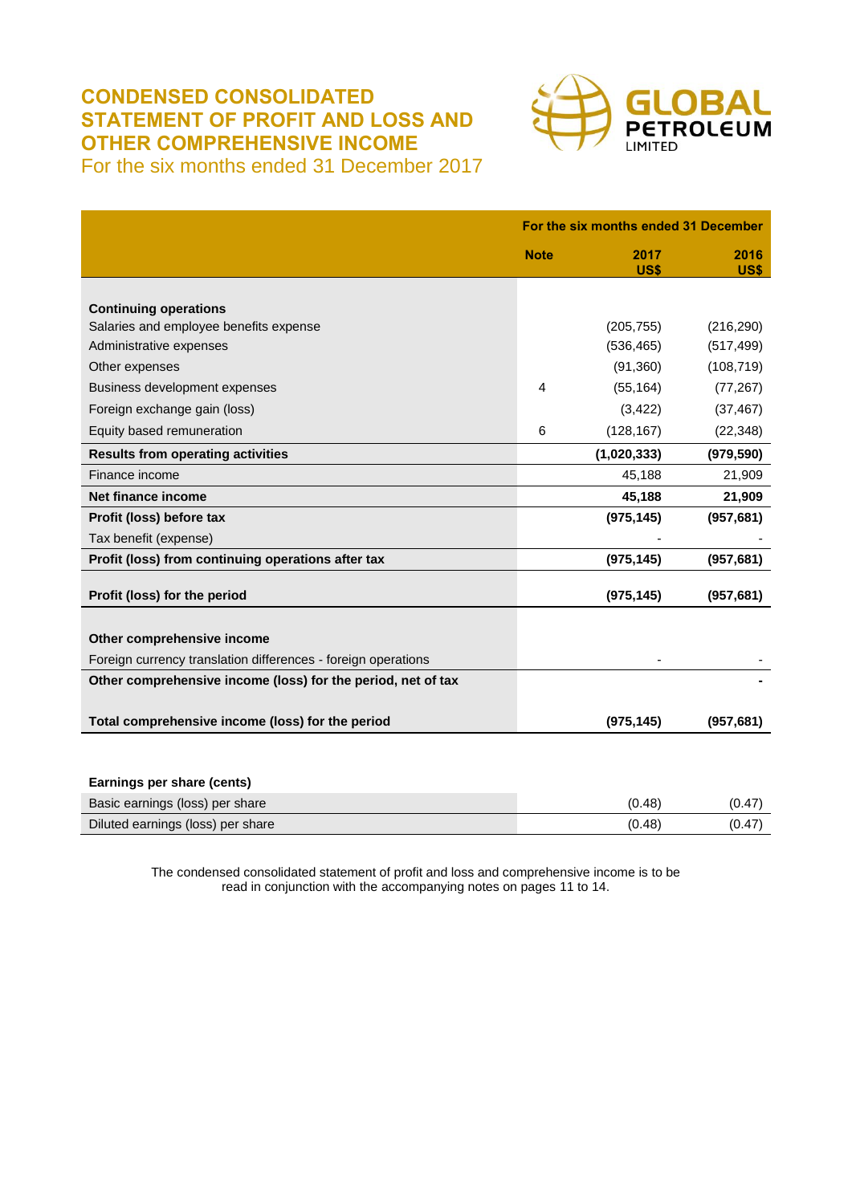# CONDENSED CONSOLIDATED STATEMENT OF PROFIT AND LOSS AND OTHER COMPREHENSIVE INCOME

For the six months ended 31 December 2017

| | Note | For the six months ended 31 December 2017 US$ | 2016 US$ |
|---|---|---|---|
| **Continuing operations** | | | |
| Salaries and employee benefits expense | | (205,755) | (216,290) |
| Administrative expenses | | (536,465) | (517,499) |
| Other expenses | | (91,360) | (108,719) |
| Business development expenses | 4 | (55,164) | (77,267) |
| Foreign exchange gain (loss) | | (3,422) | (37,467) |
| Equity based remuneration | 6 | (128,167) | (22,348) |
| **Results from operating activities** | | **(1,020,333)** | **(979,590)** |
| Finance income | | 45,188 | 21,909 |
| **Net finance income** | | **45,188** | **21,909** |
| **Profit (loss) before tax** | | **(975,145)** | **(957,681)** |
| Tax benefit (expense) | | - | - |
| **Profit (loss) from continuing operations after tax** | | **(975,145)** | **(957,681)** |
| **Profit (loss) for the period** | | **(975,145)** | **(957,681)** |
| **Other comprehensive income** | | | |
| Foreign currency translation differences - foreign operations | | - | - |
| **Other comprehensive income (loss) for the period, net of tax** | | | **-** |
| **Total comprehensive income (loss) for the period** | | **(975,145)** | **(957,681)** |

| **Earnings per share (cents)** | | |
|---|---|---|
| Basic earnings (loss) per share | (0.48) | (0.47) |
| Diluted earnings (loss) per share | (0.48) | (0.47) |

The condensed consolidated statement of profit and loss and comprehensive income is to be read in conjunction with the accompanying notes on pages 11 to 14.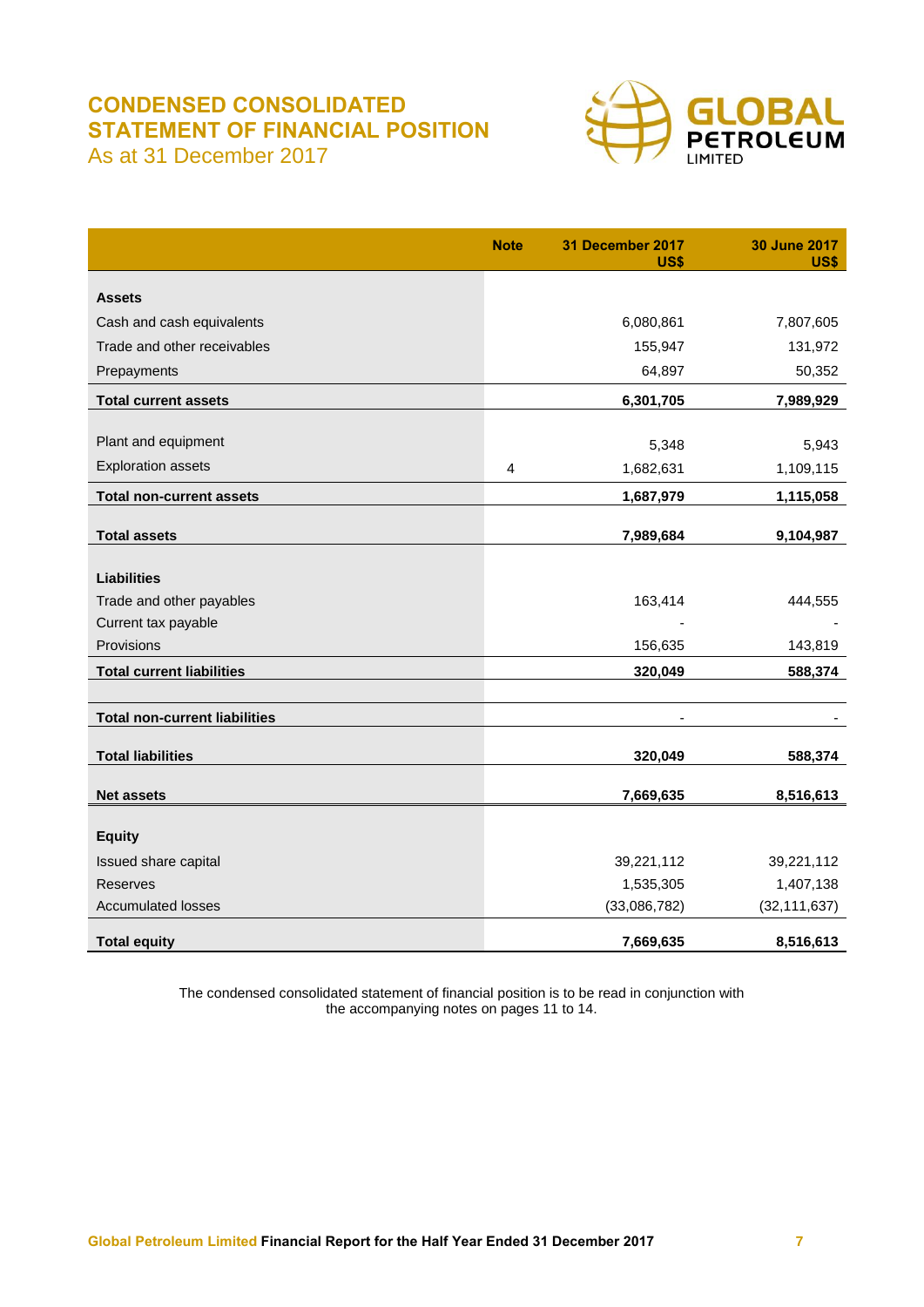# CONDENSED CONSOLIDATED STATEMENT OF FINANCIAL POSITION

As at 31 December 2017

| | Note | 31 December 2017 US$ | 30 June 2017 US$ |
|---|---|---|---|
| **Assets** | | | |
| Cash and cash equivalents | | 6,080,861 | 7,807,605 |
| Trade and other receivables | | 155,947 | 131,972 |
| Prepayments | | 64,897 | 50,352 |
| **Total current assets** | | **6,301,705** | **7,989,929** |
| Plant and equipment | | 5,348 | 5,943 |
| Exploration assets | 4 | 1,682,631 | 1,109,115 |
| **Total non-current assets** | | **1,687,979** | **1,115,058** |
| **Total assets** | | **7,989,684** | **9,104,987** |
| **Liabilities** | | | |
| Trade and other payables | | 163,414 | 444,555 |
| Current tax payable | | - | - |
| Provisions | | 156,635 | 143,819 |
| **Total current liabilities** | | **320,049** | **588,374** |
| **Total non-current liabilities** | | - | - |
| **Total liabilities** | | **320,049** | **588,374** |
| **Net assets** | | **7,669,635** | **8,516,613** |
| **Equity** | | | |
| Issued share capital | | 39,221,112 | 39,221,112 |
| Reserves | | 1,535,305 | 1,407,138 |
| Accumulated losses | | (33,086,782) | (32,111,637) |
| **Total equity** | | **7,669,635** | **8,516,613** |

The condensed consolidated statement of financial position is to be read in conjunction with the accompanying notes on pages 11 to 14.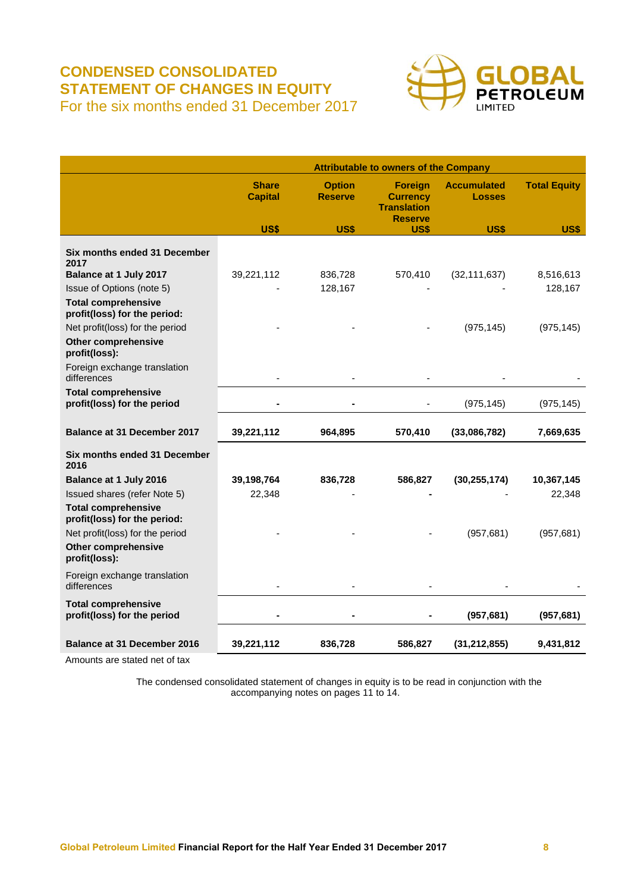# CONDENSED CONSOLIDATED STATEMENT OF CHANGES IN EQUITY

For the six months ended 31 December 2017

| | Attributable to owners of the Company | | | | |
|---|---|---|---|---|---|
| | **Share Capital** | **Option Reserve** | **Foreign Currency Translation Reserve** | **Accumulated Losses** | **Total Equity** |
| | **US$** | **US$** | **US$** | **US$** | **US$** |
| **Six months ended 31 December 2017** | | | | | |
| **Balance at 1 July 2017** | 39,221,112 | 836,728 | 570,410 | (32,111,637) | 8,516,613 |
| Issue of Options (note 5) | - | 128,167 | - | - | 128,167 |
| **Total comprehensive profit(loss) for the period:** | | | | | |
| Net profit(loss) for the period | - | - | - | (975,145) | (975,145) |
| **Other comprehensive profit(loss):** | | | | | |
| Foreign exchange translation differences | - | - | - | - | - |
| **Total comprehensive profit(loss) for the period** | - | - | - | (975,145) | (975,145) |
| **Balance at 31 December 2017** | **39,221,112** | **964,895** | **570,410** | **(33,086,782)** | **7,669,635** |
| **Six months ended 31 December 2016** | | | | | |
| **Balance at 1 July 2016** | **39,198,764** | **836,728** | **586,827** | **(30,255,174)** | **10,367,145** |
| Issued shares (refer Note 5) | 22,348 | - | - | - | 22,348 |
| **Total comprehensive profit(loss) for the period:** | | | | | |
| Net profit(loss) for the period | - | - | - | (957,681) | (957,681) |
| **Other comprehensive profit(loss):** | | | | | |
| Foreign exchange translation differences | - | - | - | - | - |
| **Total comprehensive profit(loss) for the period** | - | - | - | **(957,681)** | **(957,681)** |
| **Balance at 31 December 2016** | **39,221,112** | **836,728** | **586,827** | **(31,212,855)** | **9,431,812** |

Amounts are stated net of tax

The condensed consolidated statement of changes in equity is to be read in conjunction with the accompanying notes on pages 11 to 14.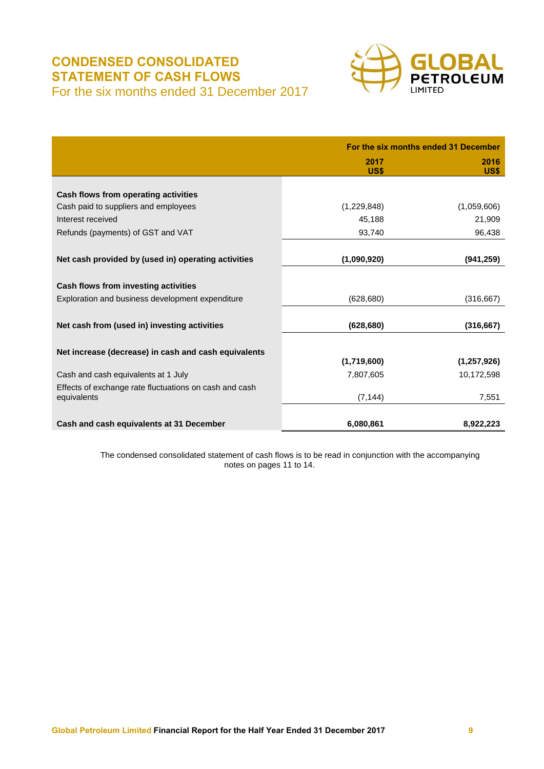# CONDENSED CONSOLIDATED STATEMENT OF CASH FLOWS

For the six months ended 31 December 2017

| | For the six months ended 31 December | |
|---|---|---|
| | **2017 US$** | **2016 US$** |
| **Cash flows from operating activities** | | |
| Cash paid to suppliers and employees | (1,229,848) | (1,059,606) |
| Interest received | 45,188 | 21,909 |
| Refunds (payments) of GST and VAT | 93,740 | 96,438 |
| **Net cash provided by (used in) operating activities** | **(1,090,920)** | **(941,259)** |
| **Cash flows from investing activities** | | |
| Exploration and business development expenditure | (628,680) | (316,667) |
| **Net cash from (used in) investing activities** | **(628,680)** | **(316,667)** |
| **Net increase (decrease) in cash and cash equivalents** | **(1,719,600)** | **(1,257,926)** |
| Cash and cash equivalents at 1 July | 7,807,605 | 10,172,598 |
| Effects of exchange rate fluctuations on cash and cash equivalents | (7,144) | 7,551 |
| **Cash and cash equivalents at 31 December** | **6,080,861** | **8,922,223** |

The condensed consolidated statement of cash flows is to be read in conjunction with the accompanying notes on pages 11 to 14.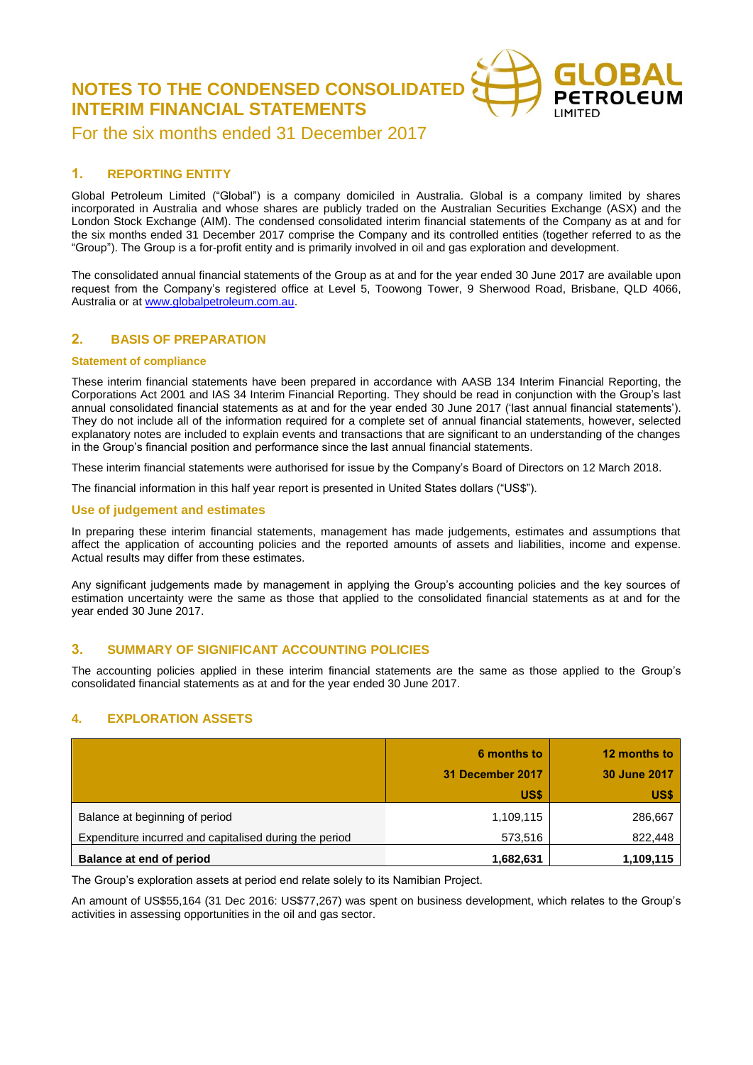# NOTES TO THE CONDENSED CONSOLIDATED INTERIM FINANCIAL STATEMENTS

For the six months ended 31 December 2017

## 1. REPORTING ENTITY

Global Petroleum Limited ("Global") is a company domiciled in Australia. Global is a company limited by shares incorporated in Australia and whose shares are publicly traded on the Australian Securities Exchange (ASX) and the London Stock Exchange (AIM). The condensed consolidated interim financial statements of the Company as at and for the six months ended 31 December 2017 comprise the Company and its controlled entities (together referred to as the "Group"). The Group is a for-profit entity and is primarily involved in oil and gas exploration and development.

The consolidated annual financial statements of the Group as at and for the year ended 30 June 2017 are available upon request from the Company's registered office at Level 5, Toowong Tower, 9 Sherwood Road, Brisbane, QLD 4066, Australia or at www.globalpetroleum.com.au.

## 2. BASIS OF PREPARATION

### Statement of compliance

These interim financial statements have been prepared in accordance with AASB 134 Interim Financial Reporting, the Corporations Act 2001 and IAS 34 Interim Financial Reporting. They should be read in conjunction with the Group's last annual consolidated financial statements as at and for the year ended 30 June 2017 ('last annual financial statements'). They do not include all of the information required for a complete set of annual financial statements, however, selected explanatory notes are included to explain events and transactions that are significant to an understanding of the changes in the Group's financial position and performance since the last annual financial statements.

These interim financial statements were authorised for issue by the Company's Board of Directors on 12 March 2018.

The financial information in this half year report is presented in United States dollars ("US$").

### Use of judgement and estimates

In preparing these interim financial statements, management has made judgements, estimates and assumptions that affect the application of accounting policies and the reported amounts of assets and liabilities, income and expense. Actual results may differ from these estimates.

Any significant judgements made by management in applying the Group's accounting policies and the key sources of estimation uncertainty were the same as those that applied to the consolidated financial statements as at and for the year ended 30 June 2017.

## 3. SUMMARY OF SIGNIFICANT ACCOUNTING POLICIES

The accounting policies applied in these interim financial statements are the same as those applied to the Group's consolidated financial statements as at and for the year ended 30 June 2017.

## 4. EXPLORATION ASSETS

| | 6 months to 31 December 2017 US$ | 12 months to 30 June 2017 US$ |
|---|---|---|
| Balance at beginning of period | 1,109,115 | 286,667 |
| Expenditure incurred and capitalised during the period | 573,516 | 822,448 |
| **Balance at end of period** | **1,682,631** | **1,109,115** |

The Group's exploration assets at period end relate solely to its Namibian Project.

An amount of US$55,164 (31 Dec 2016: US$77,267) was spent on business development, which relates to the Group's activities in assessing opportunities in the oil and gas sector.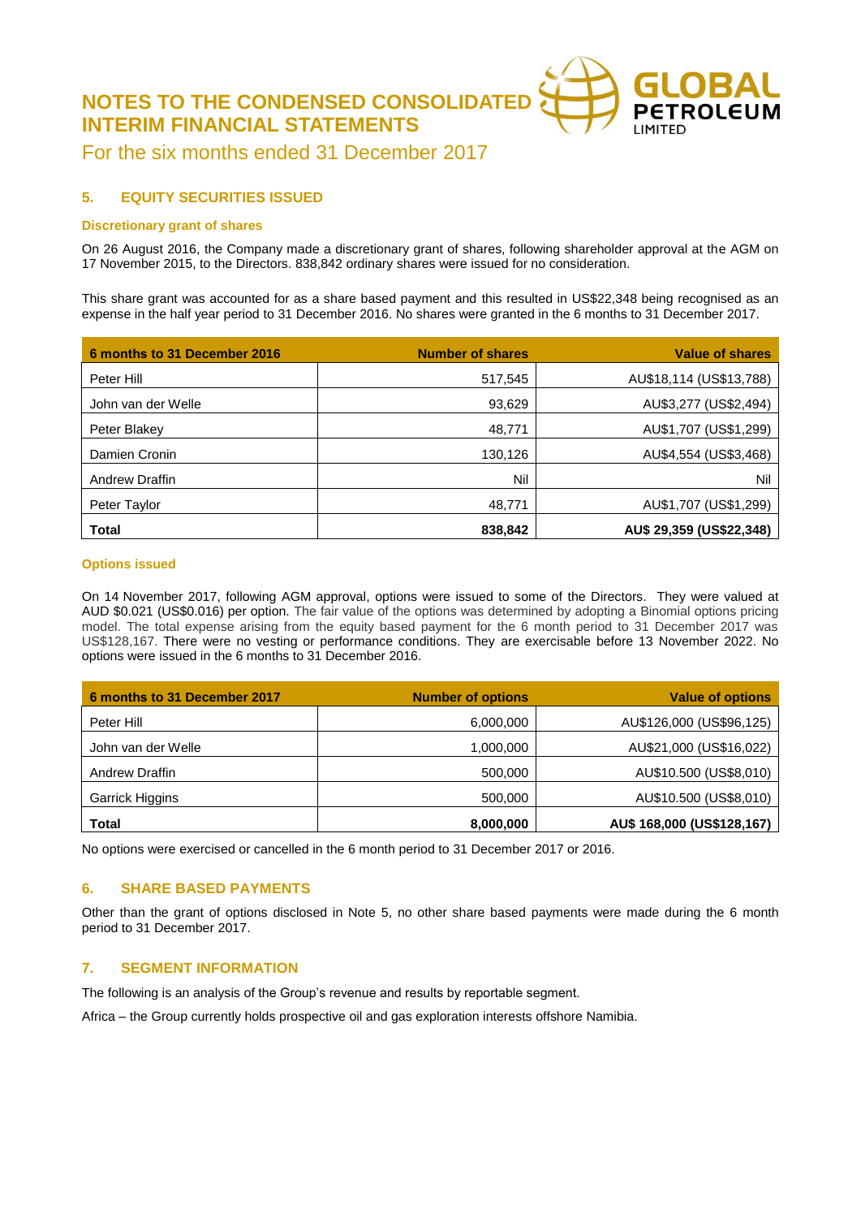# NOTES TO THE CONDENSED CONSOLIDATED INTERIM FINANCIAL STATEMENTS

For the six months ended 31 December 2017

## 5. EQUITY SECURITIES ISSUED

### Discretionary grant of shares

On 26 August 2016, the Company made a discretionary grant of shares, following shareholder approval at the AGM on 17 November 2015, to the Directors. 838,842 ordinary shares were issued for no consideration.

This share grant was accounted for as a share based payment and this resulted in US$22,348 being recognised as an expense in the half year period to 31 December 2016. No shares were granted in the 6 months to 31 December 2017.

| 6 months to 31 December 2016 | Number of shares | Value of shares |
|---|---:|---:|
| Peter Hill | 517,545 | AU$18,114 (US$13,788) |
| John van der Welle | 93,629 | AU$3,277 (US$2,494) |
| Peter Blakey | 48,771 | AU$1,707 (US$1,299) |
| Damien Cronin | 130,126 | AU$4,554 (US$3,468) |
| Andrew Draffin | Nil | Nil |
| Peter Taylor | 48,771 | AU$1,707 (US$1,299) |
| **Total** | **838,842** | **AU$ 29,359 (US$22,348)** |

### Options issued

On 14 November 2017, following AGM approval, options were issued to some of the Directors. They were valued at AUD $0.021 (US$0.016) per option. The fair value of the options was determined by adopting a Binomial options pricing model. The total expense arising from the equity based payment for the 6 month period to 31 December 2017 was US$128,167. There were no vesting or performance conditions. They are exercisable before 13 November 2022. No options were issued in the 6 months to 31 December 2016.

| 6 months to 31 December 2017 | Number of options | Value of options |
|---|---:|---:|
| Peter Hill | 6,000,000 | AU$126,000 (US$96,125) |
| John van der Welle | 1,000,000 | AU$21,000 (US$16,022) |
| Andrew Draffin | 500,000 | AU$10.500 (US$8,010) |
| Garrick Higgins | 500,000 | AU$10.500 (US$8,010) |
| **Total** | **8,000,000** | **AU$ 168,000 (US$128,167)** |

No options were exercised or cancelled in the 6 month period to 31 December 2017 or 2016.

## 6. SHARE BASED PAYMENTS

Other than the grant of options disclosed in Note 5, no other share based payments were made during the 6 month period to 31 December 2017.

## 7. SEGMENT INFORMATION

The following is an analysis of the Group's revenue and results by reportable segment.

Africa – the Group currently holds prospective oil and gas exploration interests offshore Namibia.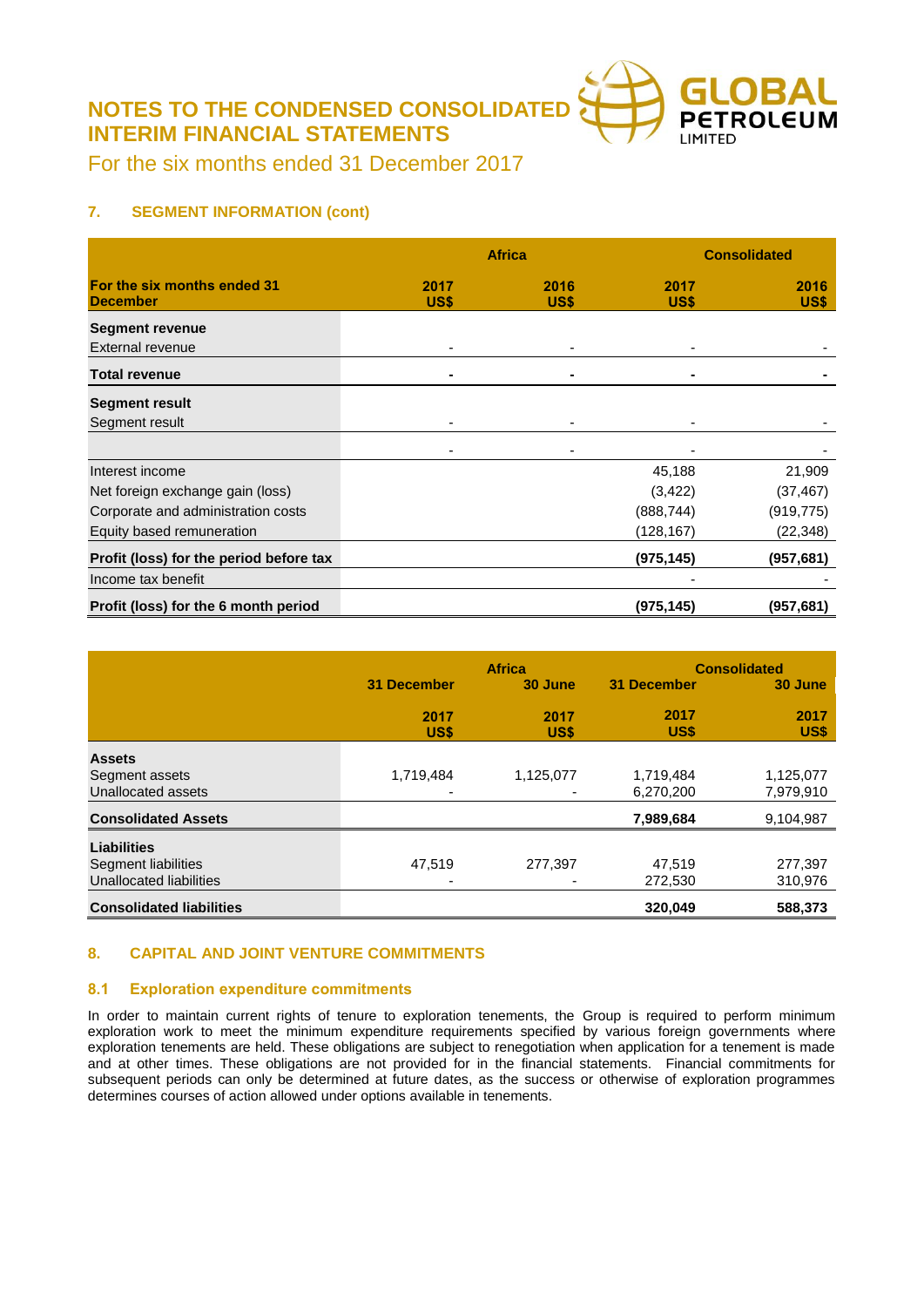# NOTES TO THE CONDENSED CONSOLIDATED INTERIM FINANCIAL STATEMENTS

For the six months ended 31 December 2017

## 7. SEGMENT INFORMATION (cont)

| | Africa | | Consolidated | |
|---|---|---|---|---|
| **For the six months ended 31 December** | **2017 US$** | **2016 US$** | **2017 US$** | **2016 US$** |
| **Segment revenue** | | | | |
| External revenue | - | - | - | - |
| **Total revenue** | **-** | **-** | **-** | **-** |
| **Segment result** | | | | |
| Segment result | - | - | - | - |
| | - | - | - | - |
| Interest income | | | 45,188 | 21,909 |
| Net foreign exchange gain (loss) | | | (3,422) | (37,467) |
| Corporate and administration costs | | | (888,744) | (919,775) |
| Equity based remuneration | | | (128,167) | (22,348) |
| **Profit (loss) for the period before tax** | | | **(975,145)** | **(957,681)** |
| Income tax benefit | | | - | - |
| **Profit (loss) for the 6 month period** | | | **(975,145)** | **(957,681)** |

| | Africa | | Consolidated | |
|---|---|---|---|---|
| | **31 December** | **30 June** | **31 December** | **30 June** |
| | **2017 US$** | **2017 US$** | **2017 US$** | **2017 US$** |
| **Assets** | | | | |
| Segment assets | 1,719,484 | 1,125,077 | 1,719,484 | 1,125,077 |
| Unallocated assets | - | - | 6,270,200 | 7,979,910 |
| **Consolidated Assets** | | | **7,989,684** | 9,104,987 |
| **Liabilities** | | | | |
| Segment liabilities | 47,519 | 277,397 | 47,519 | 277,397 |
| Unallocated liabilities | - | - | 272,530 | 310,976 |
| **Consolidated liabilities** | | | **320,049** | **588,373** |

## 8. CAPITAL AND JOINT VENTURE COMMITMENTS

### 8.1 Exploration expenditure commitments

In order to maintain current rights of tenure to exploration tenements, the Group is required to perform minimum exploration work to meet the minimum expenditure requirements specified by various foreign governments where exploration tenements are held. These obligations are subject to renegotiation when application for a tenement is made and at other times. These obligations are not provided for in the financial statements. Financial commitments for subsequent periods can only be determined at future dates, as the success or otherwise of exploration programmes determines courses of action allowed under options available in tenements.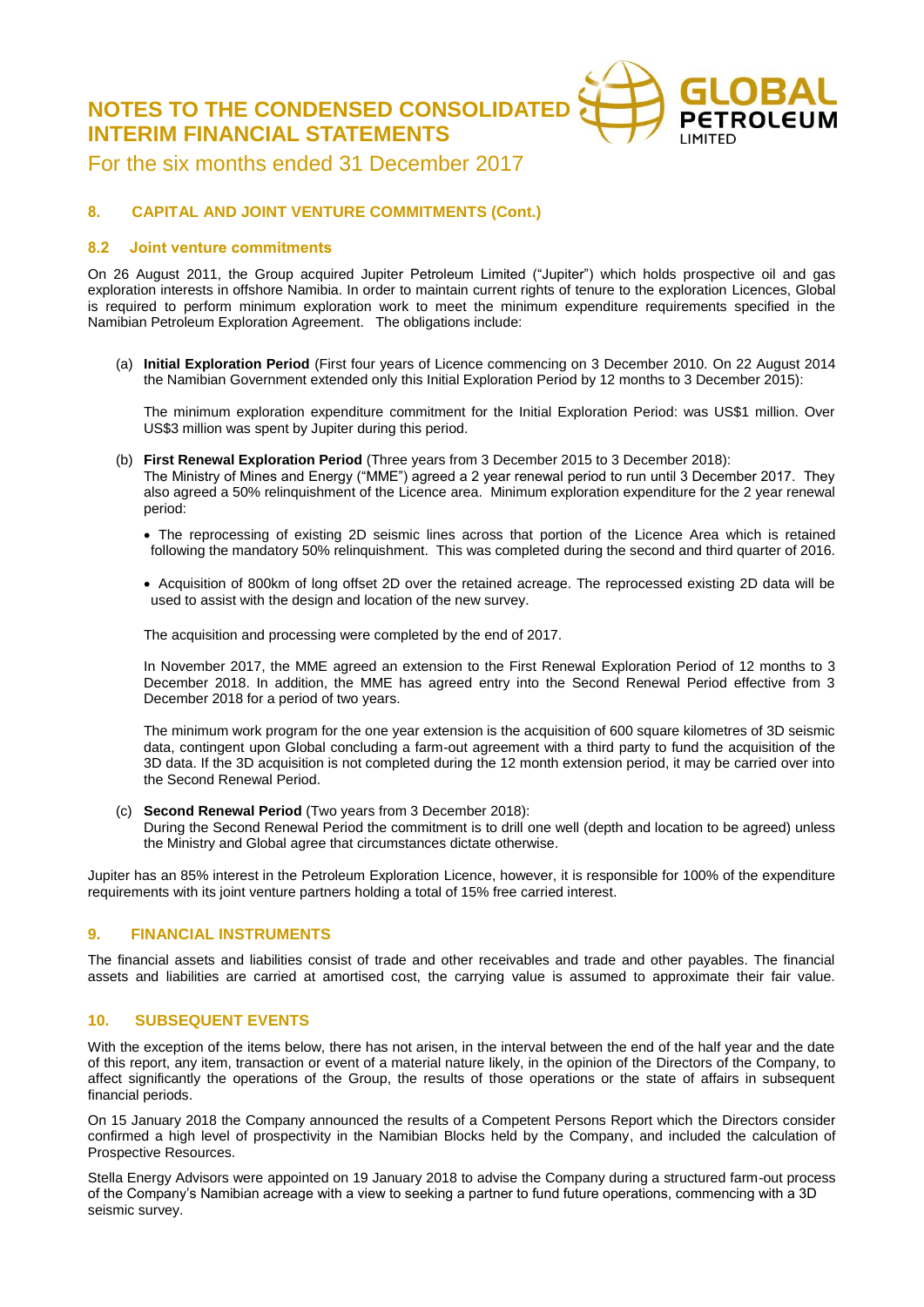## 8. CAPITAL AND JOINT VENTURE COMMITMENTS (Cont.)

### 8.2 Joint venture commitments

On 26 August 2011, the Group acquired Jupiter Petroleum Limited ("Jupiter") which holds prospective oil and gas exploration interests in offshore Namibia. In order to maintain current rights of tenure to the exploration Licences, Global is required to perform minimum exploration work to meet the minimum expenditure requirements specified in the Namibian Petroleum Exploration Agreement. The obligations include:

(a) **Initial Exploration Period** (First four years of Licence commencing on 3 December 2010. On 22 August 2014 the Namibian Government extended only this Initial Exploration Period by 12 months to 3 December 2015):

The minimum exploration expenditure commitment for the Initial Exploration Period: was US$1 million. Over US$3 million was spent by Jupiter during this period.

(b) **First Renewal Exploration Period** (Three years from 3 December 2015 to 3 December 2018):
The Ministry of Mines and Energy ("MME") agreed a 2 year renewal period to run until 3 December 2017. They also agreed a 50% relinquishment of the Licence area. Minimum exploration expenditure for the 2 year renewal period:

- The reprocessing of existing 2D seismic lines across that portion of the Licence Area which is retained following the mandatory 50% relinquishment. This was completed during the second and third quarter of 2016.
- Acquisition of 800km of long offset 2D over the retained acreage. The reprocessed existing 2D data will be used to assist with the design and location of the new survey.

The acquisition and processing were completed by the end of 2017.

In November 2017, the MME agreed an extension to the First Renewal Exploration Period of 12 months to 3 December 2018. In addition, the MME has agreed entry into the Second Renewal Period effective from 3 December 2018 for a period of two years.

The minimum work program for the one year extension is the acquisition of 600 square kilometres of 3D seismic data, contingent upon Global concluding a farm-out agreement with a third party to fund the acquisition of the 3D data. If the 3D acquisition is not completed during the 12 month extension period, it may be carried over into the Second Renewal Period.

(c) **Second Renewal Period** (Two years from 3 December 2018):
During the Second Renewal Period the commitment is to drill one well (depth and location to be agreed) unless the Ministry and Global agree that circumstances dictate otherwise.

Jupiter has an 85% interest in the Petroleum Exploration Licence, however, it is responsible for 100% of the expenditure requirements with its joint venture partners holding a total of 15% free carried interest.

## 9. FINANCIAL INSTRUMENTS

The financial assets and liabilities consist of trade and other receivables and trade and other payables. The financial assets and liabilities are carried at amortised cost, the carrying value is assumed to approximate their fair value.

## 10. SUBSEQUENT EVENTS

With the exception of the items below, there has not arisen, in the interval between the end of the half year and the date of this report, any item, transaction or event of a material nature likely, in the opinion of the Directors of the Company, to affect significantly the operations of the Group, the results of those operations or the state of affairs in subsequent financial periods.

On 15 January 2018 the Company announced the results of a Competent Persons Report which the Directors consider confirmed a high level of prospectivity in the Namibian Blocks held by the Company, and included the calculation of Prospective Resources.

Stella Energy Advisors were appointed on 19 January 2018 to advise the Company during a structured farm-out process of the Company's Namibian acreage with a view to seeking a partner to fund future operations, commencing with a 3D seismic survey.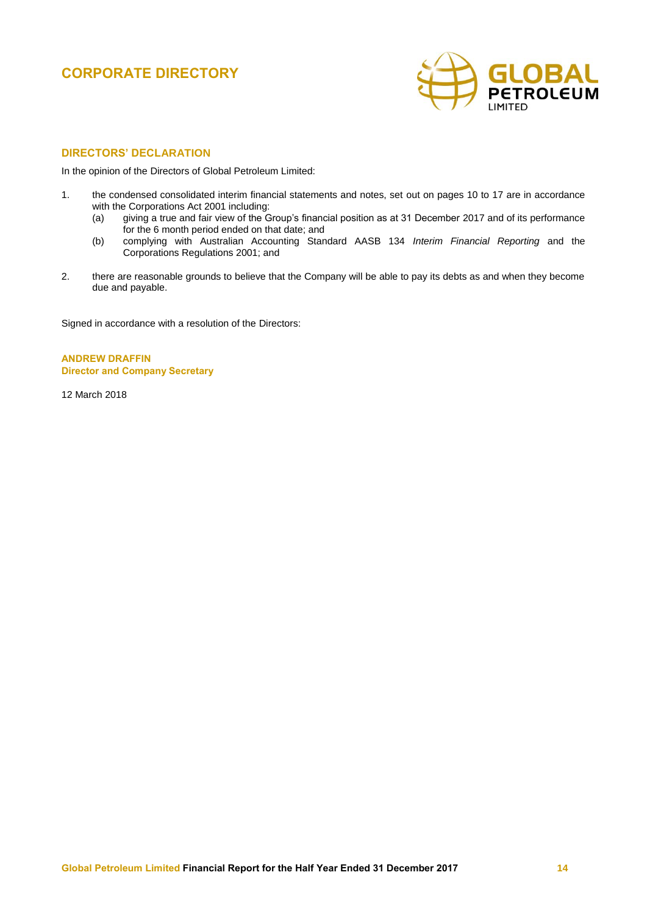# CORPORATE DIRECTORY

## DIRECTORS' DECLARATION

In the opinion of the Directors of Global Petroleum Limited:

1. the condensed consolidated interim financial statements and notes, set out on pages 10 to 17 are in accordance with the Corporations Act 2001 including:
   (a) giving a true and fair view of the Group's financial position as at 31 December 2017 and of its performance for the 6 month period ended on that date; and
   (b) complying with Australian Accounting Standard AASB 134 *Interim Financial Reporting* and the Corporations Regulations 2001; and

2. there are reasonable grounds to believe that the Company will be able to pay its debts as and when they become due and payable.

Signed in accordance with a resolution of the Directors:

**ANDREW DRAFFIN**
**Director and Company Secretary**

12 March 2018